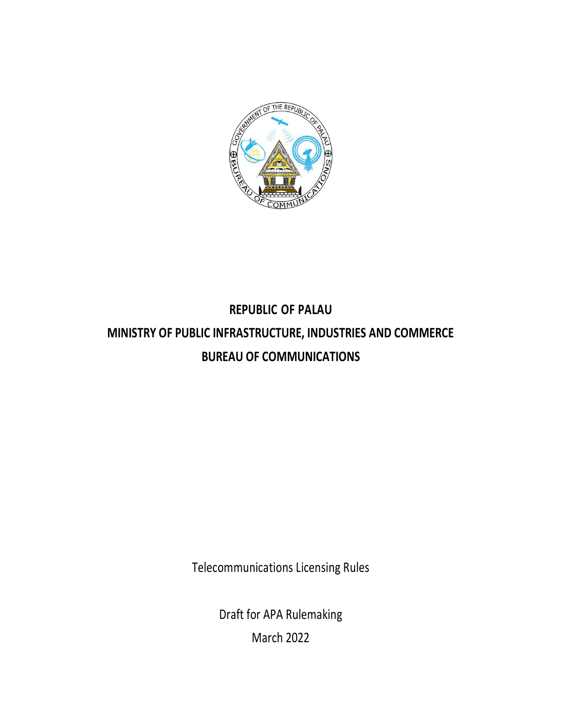# REPUBLIC OF PALAU

# MINISTRY OF PUBLIC INFRASTRUCTURE, INDUSTRIES AND COMMERCE

# BUREAU OF COMMUNICATIONS

Telecommunications Licensing Rules

Draft for APA Rulemaking

March 2022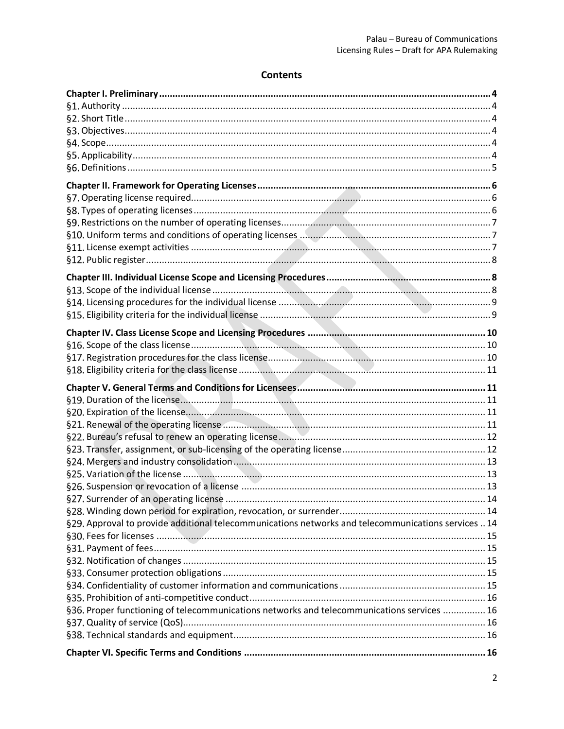## Contents

**Chapter I. Preliminary** .......... 4
§1. Authority .......... 4
§2. Short Title .......... 4
§3. Objectives .......... 4
§4. Scope .......... 4
§5. Applicability .......... 4
§6. Definitions .......... 5

**Chapter II. Framework for Operating Licenses** .......... 6
§7. Operating license required .......... 6
§8. Types of operating licenses .......... 6
§9. Restrictions on the number of operating licenses .......... 7
§10. Uniform terms and conditions of operating licenses .......... 7
§11. License exempt activities .......... 7
§12. Public register .......... 8

**Chapter III. Individual License Scope and Licensing Procedures** .......... 8
§13. Scope of the individual license .......... 8
§14. Licensing procedures for the individual license .......... 9
§15. Eligibility criteria for the individual license .......... 9

**Chapter IV. Class License Scope and Licensing Procedures** .......... 10
§16. Scope of the class license .......... 10
§17. Registration procedures for the class license .......... 10
§18. Eligibility criteria for the class license .......... 11

**Chapter V. General Terms and Conditions for Licensees** .......... 11
§19. Duration of the license .......... 11
§20. Expiration of the license .......... 11
§21. Renewal of the operating license .......... 11
§22. Bureau's refusal to renew an operating license .......... 12
§23. Transfer, assignment, or sub-licensing of the operating license .......... 12
§24. Mergers and industry consolidation .......... 13
§25. Variation of the license .......... 13
§26. Suspension or revocation of a license .......... 13
§27. Surrender of an operating license .......... 14
§28. Winding down period for expiration, revocation, or surrender .......... 14
§29. Approval to provide additional telecommunications networks and telecommunications services .......... 14
§30. Fees for licenses .......... 15
§31. Payment of fees .......... 15
§32. Notification of changes .......... 15
§33. Consumer protection obligations .......... 15
§34. Confidentiality of customer information and communications .......... 15
§35. Prohibition of anti-competitive conduct .......... 16
§36. Proper functioning of telecommunications networks and telecommunications services .......... 16
§37. Quality of service (QoS) .......... 16
§38. Technical standards and equipment .......... 16

**Chapter VI. Specific Terms and Conditions** .......... 16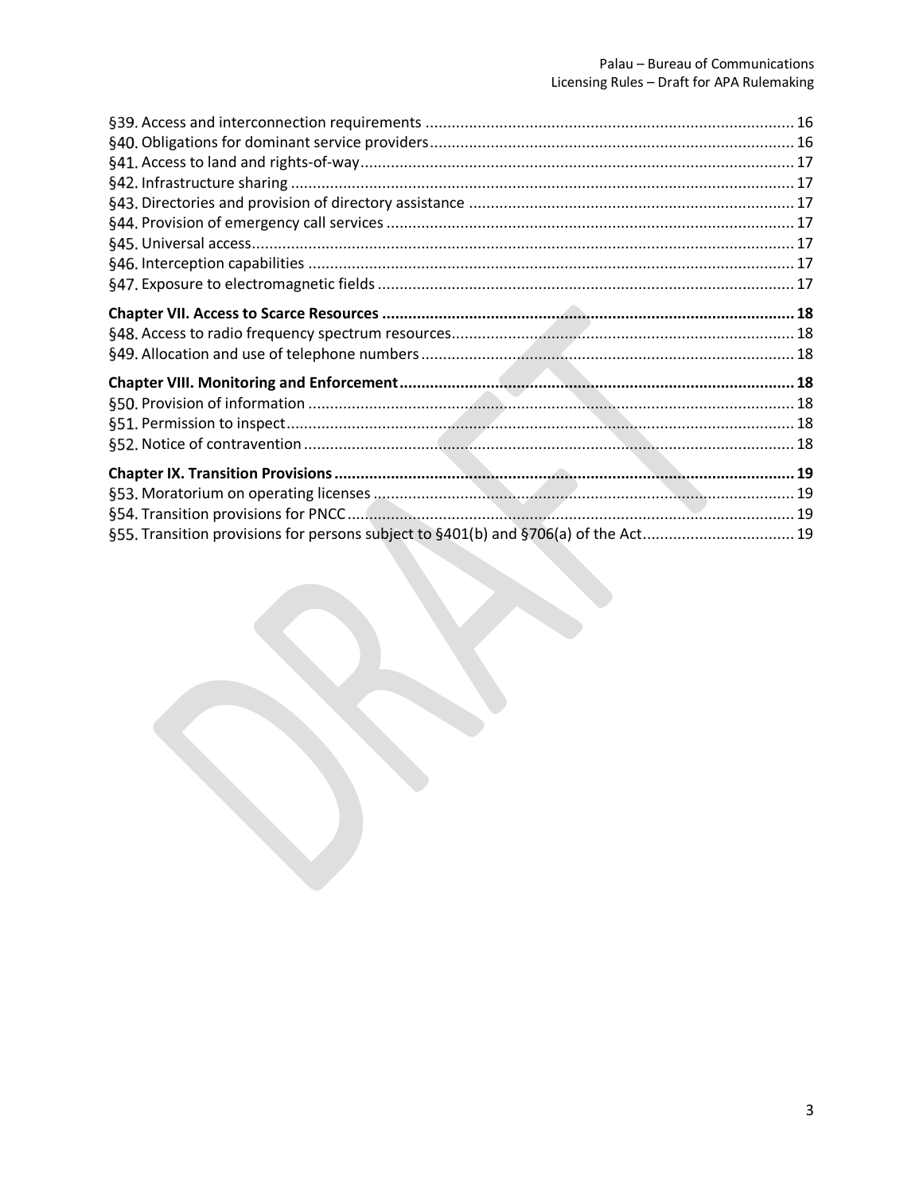§39. Access and interconnection requirements ..................................................................................... 16
§40. Obligations for dominant service providers..................................................................................... 16
§41. Access to land and rights-of-way..................................................................................................... 17
§42. Infrastructure sharing ...................................................................................................................... 17
§43. Directories and provision of directory assistance ........................................................................... 17
§44. Provision of emergency call services ............................................................................................... 17
§45. Universal access............................................................................................................................... 17
§46. Interception capabilities .................................................................................................................. 17
§47. Exposure to electromagnetic fields ................................................................................................. 17

**Chapter VII. Access to Scarce Resources ............................................................................................. 18**
§48. Access to radio frequency spectrum resources................................................................................ 18
§49. Allocation and use of telephone numbers ....................................................................................... 18

**Chapter VIII. Monitoring and Enforcement........................................................................................... 18**
§50. Provision of information .................................................................................................................. 18
§51. Permission to inspect...................................................................................................................... 18
§52. Notice of contravention ................................................................................................................... 18

**Chapter IX. Transition Provisions ........................................................................................................... 19**
§53. Moratorium on operating licenses .................................................................................................. 19
§54. Transition provisions for PNCC........................................................................................................ 19
§55. Transition provisions for persons subject to §401(b) and §706(a) of the Act................................... 19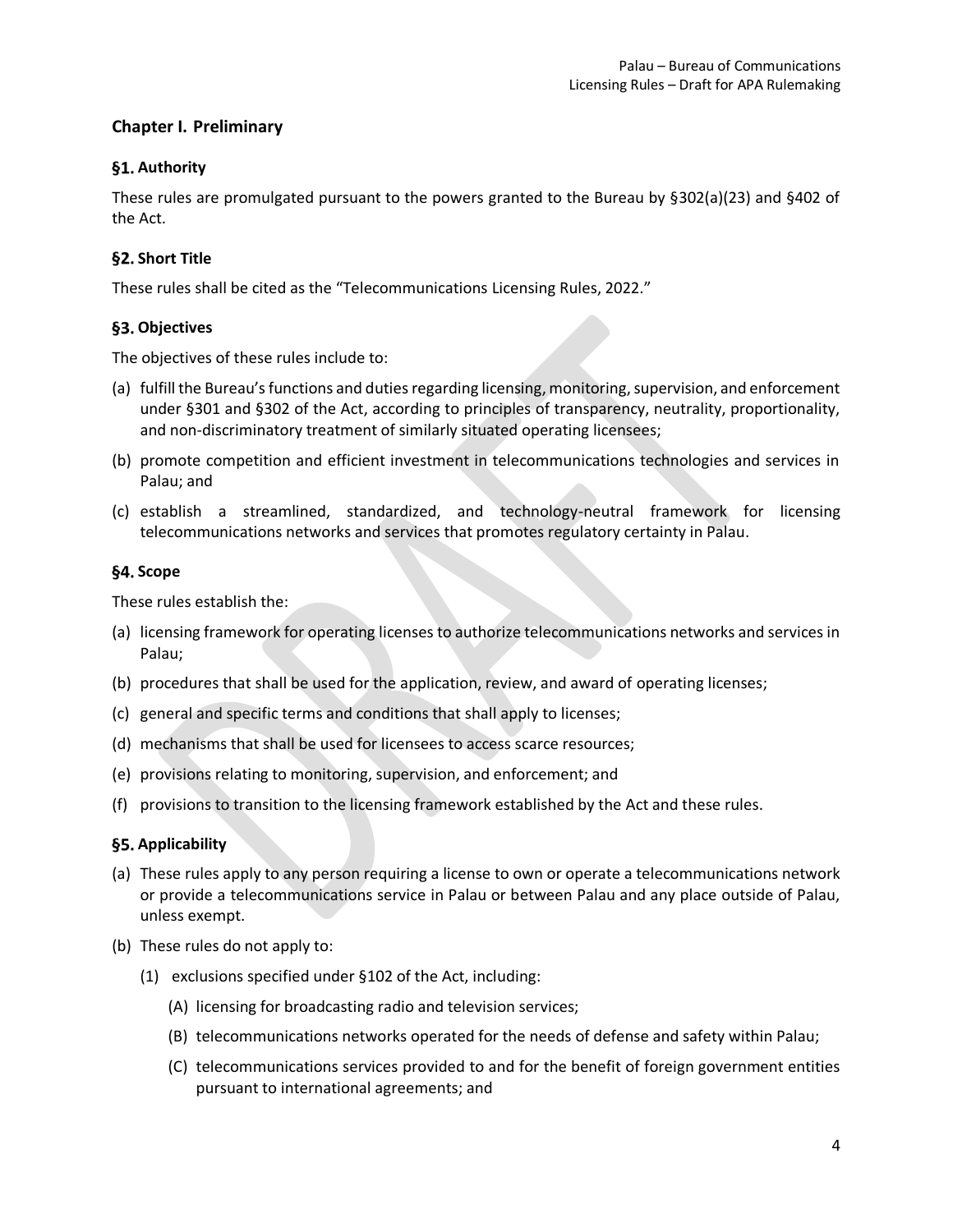## Chapter I. Preliminary

### §1. Authority

These rules are promulgated pursuant to the powers granted to the Bureau by §302(a)(23) and §402 of the Act.

### §2. Short Title

These rules shall be cited as the "Telecommunications Licensing Rules, 2022."

### §3. Objectives

The objectives of these rules include to:

(a) fulfill the Bureau's functions and duties regarding licensing, monitoring, supervision, and enforcement under §301 and §302 of the Act, according to principles of transparency, neutrality, proportionality, and non-discriminatory treatment of similarly situated operating licensees;

(b) promote competition and efficient investment in telecommunications technologies and services in Palau; and

(c) establish a streamlined, standardized, and technology-neutral framework for licensing telecommunications networks and services that promotes regulatory certainty in Palau.

### §4. Scope

These rules establish the:

(a) licensing framework for operating licenses to authorize telecommunications networks and services in Palau;

(b) procedures that shall be used for the application, review, and award of operating licenses;

(c) general and specific terms and conditions that shall apply to licenses;

(d) mechanisms that shall be used for licensees to access scarce resources;

(e) provisions relating to monitoring, supervision, and enforcement; and

(f) provisions to transition to the licensing framework established by the Act and these rules.

### §5. Applicability

(a) These rules apply to any person requiring a license to own or operate a telecommunications network or provide a telecommunications service in Palau or between Palau and any place outside of Palau, unless exempt.

(b) These rules do not apply to:

   (1) exclusions specified under §102 of the Act, including:

      (A) licensing for broadcasting radio and television services;

      (B) telecommunications networks operated for the needs of defense and safety within Palau;

      (C) telecommunications services provided to and for the benefit of foreign government entities pursuant to international agreements; and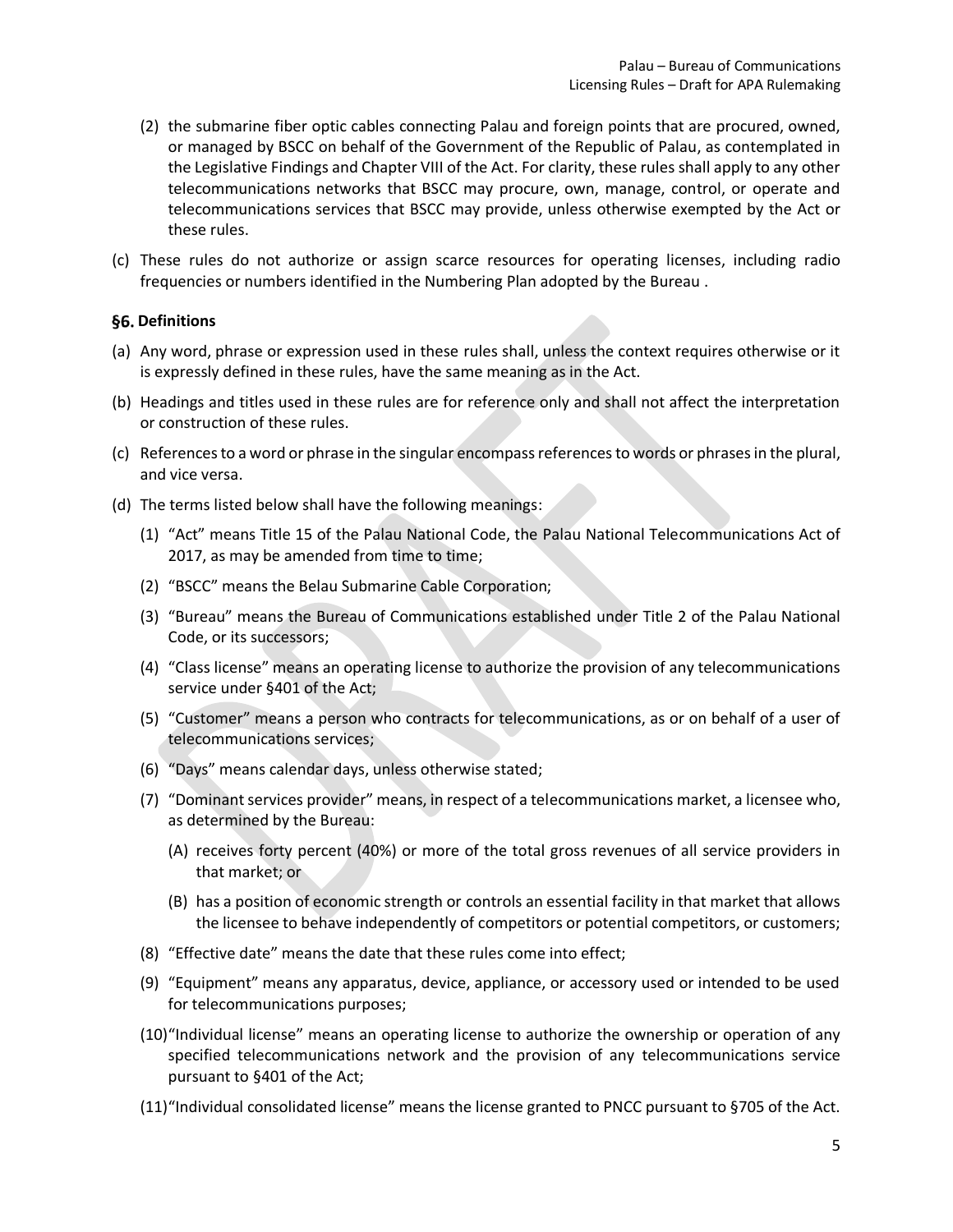(2) the submarine fiber optic cables connecting Palau and foreign points that are procured, owned, or managed by BSCC on behalf of the Government of the Republic of Palau, as contemplated in the Legislative Findings and Chapter VIII of the Act. For clarity, these rules shall apply to any other telecommunications networks that BSCC may procure, own, manage, control, or operate and telecommunications services that BSCC may provide, unless otherwise exempted by the Act or these rules.

(c) These rules do not authorize or assign scarce resources for operating licenses, including radio frequencies or numbers identified in the Numbering Plan adopted by the Bureau .

## §6. Definitions

(a) Any word, phrase or expression used in these rules shall, unless the context requires otherwise or it is expressly defined in these rules, have the same meaning as in the Act.

(b) Headings and titles used in these rules are for reference only and shall not affect the interpretation or construction of these rules.

(c) References to a word or phrase in the singular encompass references to words or phrases in the plural, and vice versa.

(d) The terms listed below shall have the following meanings:

(1) "Act" means Title 15 of the Palau National Code, the Palau National Telecommunications Act of 2017, as may be amended from time to time;

(2) "BSCC" means the Belau Submarine Cable Corporation;

(3) "Bureau" means the Bureau of Communications established under Title 2 of the Palau National Code, or its successors;

(4) "Class license" means an operating license to authorize the provision of any telecommunications service under §401 of the Act;

(5) "Customer" means a person who contracts for telecommunications, as or on behalf of a user of telecommunications services;

(6) "Days" means calendar days, unless otherwise stated;

(7) "Dominant services provider" means, in respect of a telecommunications market, a licensee who, as determined by the Bureau:

(A) receives forty percent (40%) or more of the total gross revenues of all service providers in that market; or

(B) has a position of economic strength or controls an essential facility in that market that allows the licensee to behave independently of competitors or potential competitors, or customers;

(8) "Effective date" means the date that these rules come into effect;

(9) "Equipment" means any apparatus, device, appliance, or accessory used or intended to be used for telecommunications purposes;

(10) "Individual license" means an operating license to authorize the ownership or operation of any specified telecommunications network and the provision of any telecommunications service pursuant to §401 of the Act;

(11) "Individual consolidated license" means the license granted to PNCC pursuant to §705 of the Act.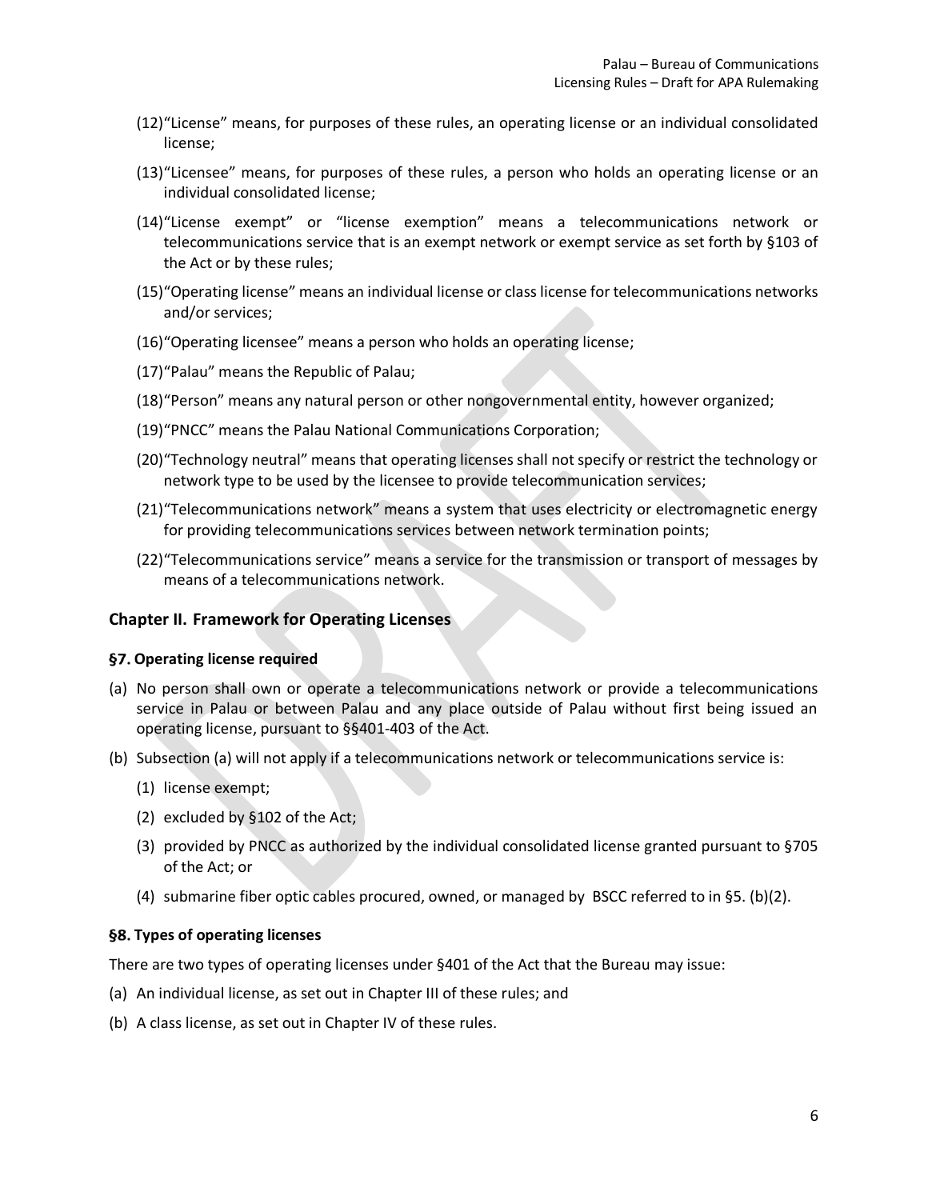(12)“License” means, for purposes of these rules, an operating license or an individual consolidated license;

(13)“Licensee” means, for purposes of these rules, a person who holds an operating license or an individual consolidated license;

(14)“License exempt” or “license exemption” means a telecommunications network or telecommunications service that is an exempt network or exempt service as set forth by §103 of the Act or by these rules;

(15)“Operating license” means an individual license or class license for telecommunications networks and/or services;

(16)“Operating licensee” means a person who holds an operating license;

(17)“Palau” means the Republic of Palau;

(18)“Person” means any natural person or other nongovernmental entity, however organized;

(19)“PNCC” means the Palau National Communications Corporation;

(20)“Technology neutral” means that operating licenses shall not specify or restrict the technology or network type to be used by the licensee to provide telecommunication services;

(21)“Telecommunications network” means a system that uses electricity or electromagnetic energy for providing telecommunications services between network termination points;

(22)“Telecommunications service” means a service for the transmission or transport of messages by means of a telecommunications network.

## Chapter II. Framework for Operating Licenses

### §7. Operating license required

(a) No person shall own or operate a telecommunications network or provide a telecommunications service in Palau or between Palau and any place outside of Palau without first being issued an operating license, pursuant to §§401-403 of the Act.

(b) Subsection (a) will not apply if a telecommunications network or telecommunications service is:

  (1) license exempt;

  (2) excluded by §102 of the Act;

  (3) provided by PNCC as authorized by the individual consolidated license granted pursuant to §705 of the Act; or

  (4) submarine fiber optic cables procured, owned, or managed by BSCC referred to in §5. (b)(2).

### §8. Types of operating licenses

There are two types of operating licenses under §401 of the Act that the Bureau may issue:

(a) An individual license, as set out in Chapter III of these rules; and

(b) A class license, as set out in Chapter IV of these rules.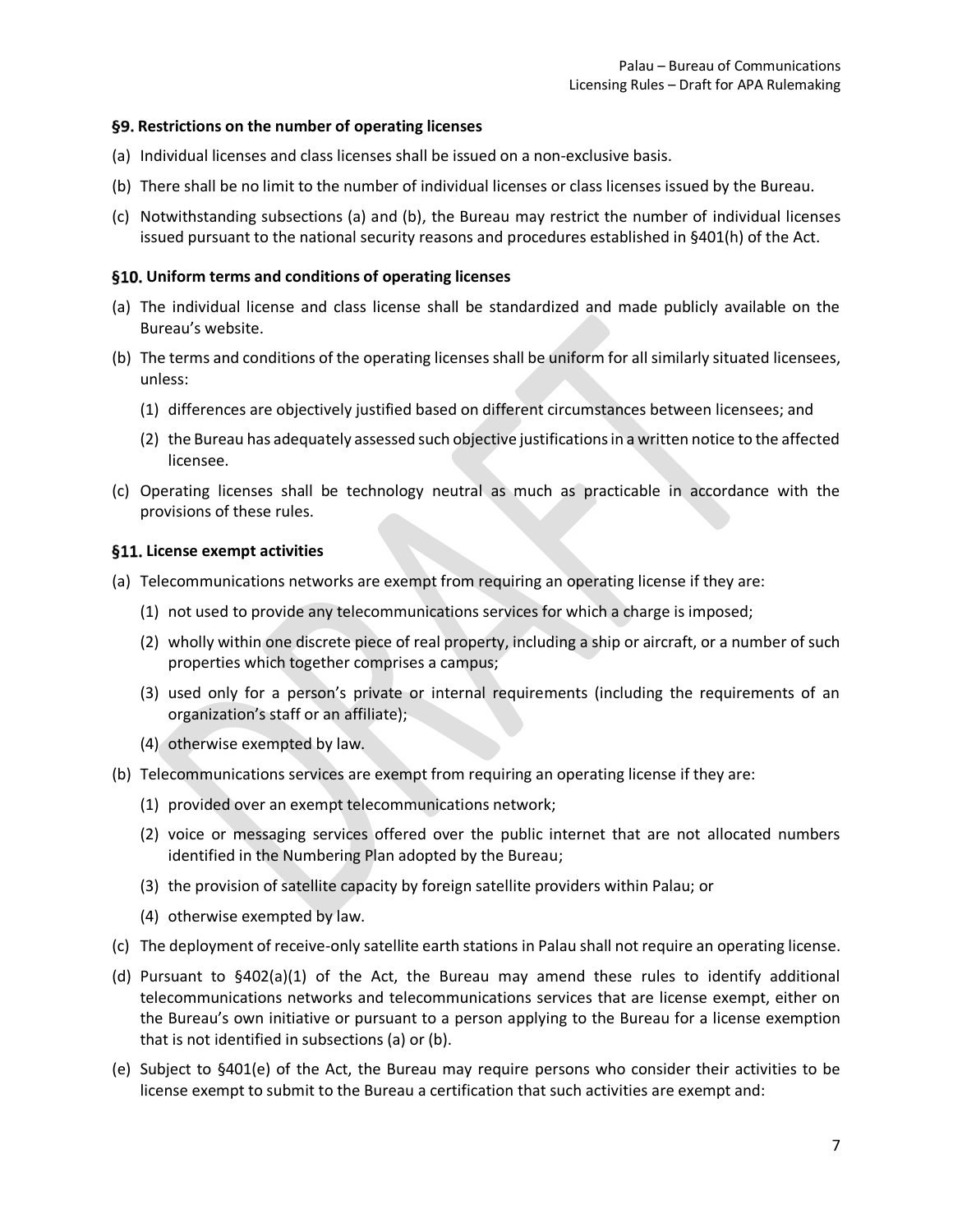### §9. Restrictions on the number of operating licenses

(a) Individual licenses and class licenses shall be issued on a non-exclusive basis.

(b) There shall be no limit to the number of individual licenses or class licenses issued by the Bureau.

(c) Notwithstanding subsections (a) and (b), the Bureau may restrict the number of individual licenses issued pursuant to the national security reasons and procedures established in §401(h) of the Act.

### §10. Uniform terms and conditions of operating licenses

(a) The individual license and class license shall be standardized and made publicly available on the Bureau's website.

(b) The terms and conditions of the operating licenses shall be uniform for all similarly situated licensees, unless:

  (1) differences are objectively justified based on different circumstances between licensees; and

  (2) the Bureau has adequately assessed such objective justifications in a written notice to the affected licensee.

(c) Operating licenses shall be technology neutral as much as practicable in accordance with the provisions of these rules.

### §11. License exempt activities

(a) Telecommunications networks are exempt from requiring an operating license if they are:

  (1) not used to provide any telecommunications services for which a charge is imposed;

  (2) wholly within one discrete piece of real property, including a ship or aircraft, or a number of such properties which together comprises a campus;

  (3) used only for a person's private or internal requirements (including the requirements of an organization's staff or an affiliate);

  (4) otherwise exempted by law.

(b) Telecommunications services are exempt from requiring an operating license if they are:

  (1) provided over an exempt telecommunications network;

  (2) voice or messaging services offered over the public internet that are not allocated numbers identified in the Numbering Plan adopted by the Bureau;

  (3) the provision of satellite capacity by foreign satellite providers within Palau; or

  (4) otherwise exempted by law.

(c) The deployment of receive-only satellite earth stations in Palau shall not require an operating license.

(d) Pursuant to §402(a)(1) of the Act, the Bureau may amend these rules to identify additional telecommunications networks and telecommunications services that are license exempt, either on the Bureau's own initiative or pursuant to a person applying to the Bureau for a license exemption that is not identified in subsections (a) or (b).

(e) Subject to §401(e) of the Act, the Bureau may require persons who consider their activities to be license exempt to submit to the Bureau a certification that such activities are exempt and: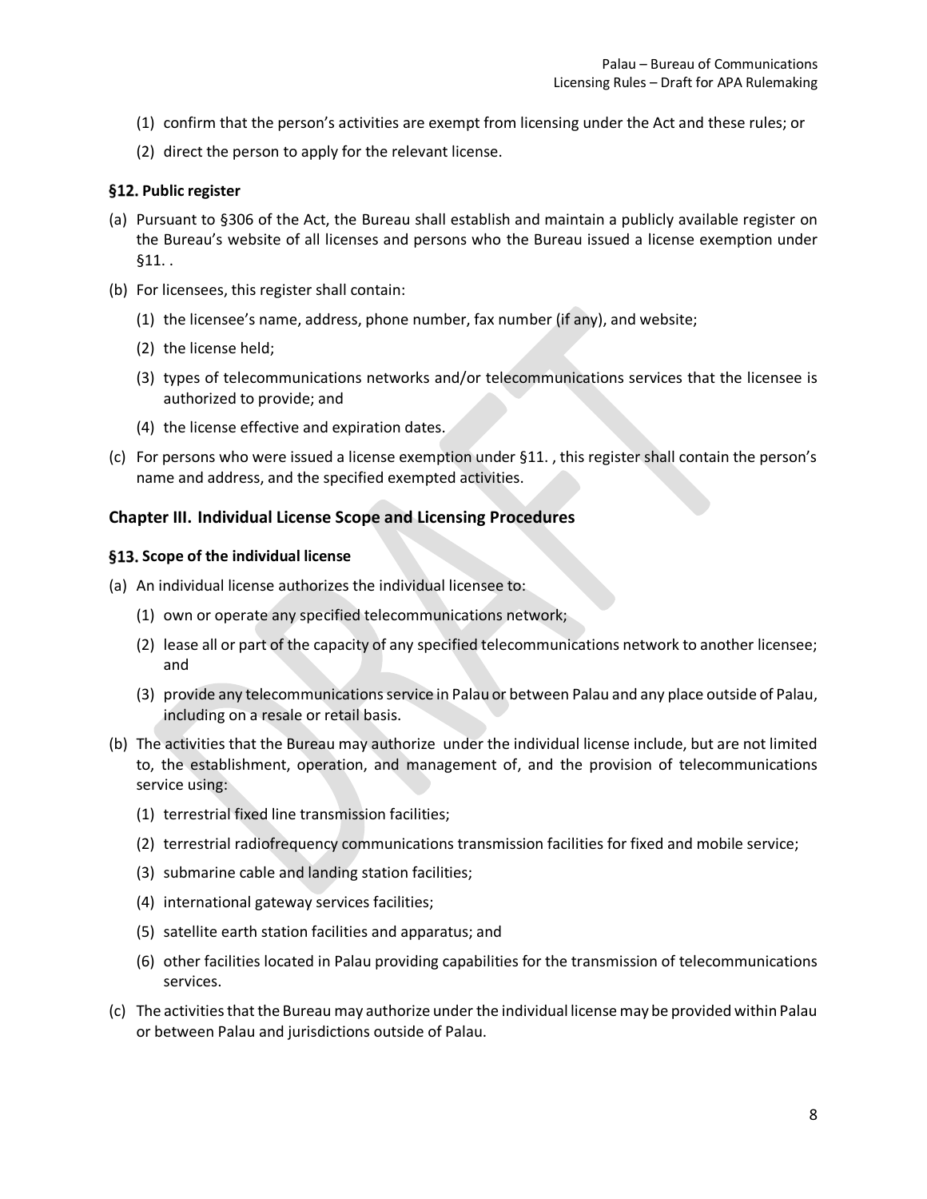(1) confirm that the person's activities are exempt from licensing under the Act and these rules; or

(2) direct the person to apply for the relevant license.

### §12. Public register

(a) Pursuant to §306 of the Act, the Bureau shall establish and maintain a publicly available register on the Bureau's website of all licenses and persons who the Bureau issued a license exemption under §11. .

(b) For licensees, this register shall contain:

(1) the licensee's name, address, phone number, fax number (if any), and website;

(2) the license held;

(3) types of telecommunications networks and/or telecommunications services that the licensee is authorized to provide; and

(4) the license effective and expiration dates.

(c) For persons who were issued a license exemption under §11. , this register shall contain the person's name and address, and the specified exempted activities.

## Chapter III. Individual License Scope and Licensing Procedures

### §13. Scope of the individual license

(a) An individual license authorizes the individual licensee to:

(1) own or operate any specified telecommunications network;

(2) lease all or part of the capacity of any specified telecommunications network to another licensee; and

(3) provide any telecommunications service in Palau or between Palau and any place outside of Palau, including on a resale or retail basis.

(b) The activities that the Bureau may authorize under the individual license include, but are not limited to, the establishment, operation, and management of, and the provision of telecommunications service using:

(1) terrestrial fixed line transmission facilities;

(2) terrestrial radiofrequency communications transmission facilities for fixed and mobile service;

(3) submarine cable and landing station facilities;

(4) international gateway services facilities;

(5) satellite earth station facilities and apparatus; and

(6) other facilities located in Palau providing capabilities for the transmission of telecommunications services.

(c) The activities that the Bureau may authorize under the individual license may be provided within Palau or between Palau and jurisdictions outside of Palau.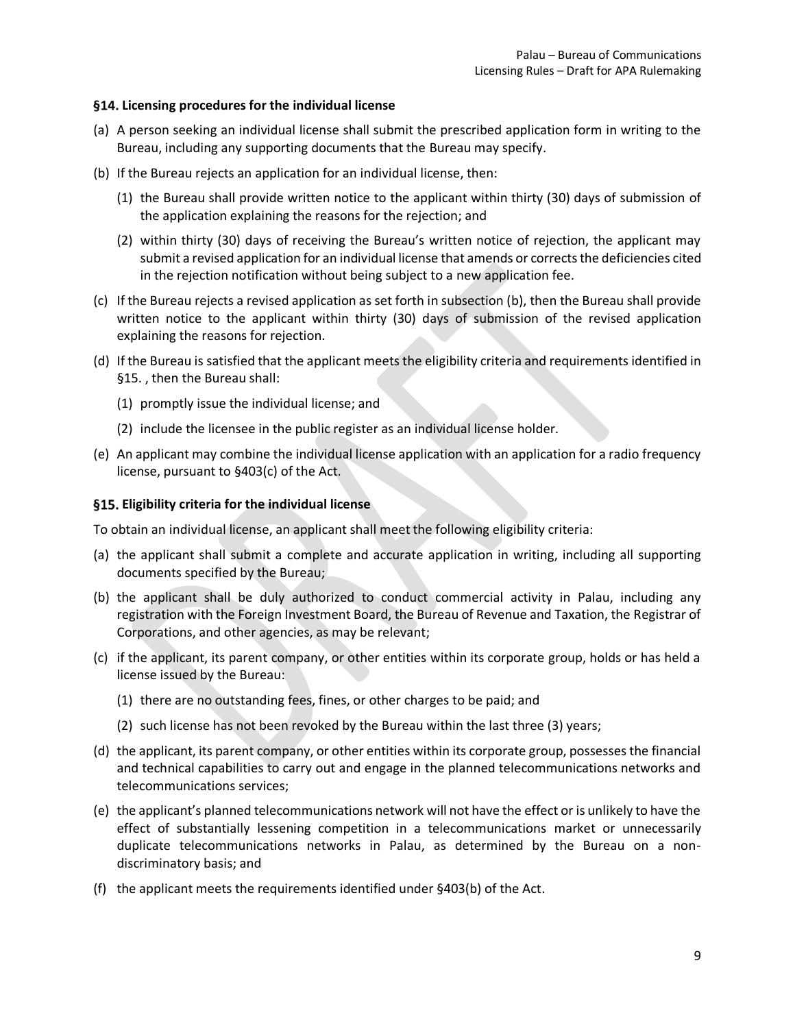### §14. Licensing procedures for the individual license

(a) A person seeking an individual license shall submit the prescribed application form in writing to the Bureau, including any supporting documents that the Bureau may specify.

(b) If the Bureau rejects an application for an individual license, then:

  (1) the Bureau shall provide written notice to the applicant within thirty (30) days of submission of the application explaining the reasons for the rejection; and

  (2) within thirty (30) days of receiving the Bureau's written notice of rejection, the applicant may submit a revised application for an individual license that amends or corrects the deficiencies cited in the rejection notification without being subject to a new application fee.

(c) If the Bureau rejects a revised application as set forth in subsection (b), then the Bureau shall provide written notice to the applicant within thirty (30) days of submission of the revised application explaining the reasons for rejection.

(d) If the Bureau is satisfied that the applicant meets the eligibility criteria and requirements identified in §15. , then the Bureau shall:

  (1) promptly issue the individual license; and

  (2) include the licensee in the public register as an individual license holder.

(e) An applicant may combine the individual license application with an application for a radio frequency license, pursuant to §403(c) of the Act.

### §15. Eligibility criteria for the individual license

To obtain an individual license, an applicant shall meet the following eligibility criteria:

(a) the applicant shall submit a complete and accurate application in writing, including all supporting documents specified by the Bureau;

(b) the applicant shall be duly authorized to conduct commercial activity in Palau, including any registration with the Foreign Investment Board, the Bureau of Revenue and Taxation, the Registrar of Corporations, and other agencies, as may be relevant;

(c) if the applicant, its parent company, or other entities within its corporate group, holds or has held a license issued by the Bureau:

  (1) there are no outstanding fees, fines, or other charges to be paid; and

  (2) such license has not been revoked by the Bureau within the last three (3) years;

(d) the applicant, its parent company, or other entities within its corporate group, possesses the financial and technical capabilities to carry out and engage in the planned telecommunications networks and telecommunications services;

(e) the applicant's planned telecommunications network will not have the effect or is unlikely to have the effect of substantially lessening competition in a telecommunications market or unnecessarily duplicate telecommunications networks in Palau, as determined by the Bureau on a non-discriminatory basis; and

(f) the applicant meets the requirements identified under §403(b) of the Act.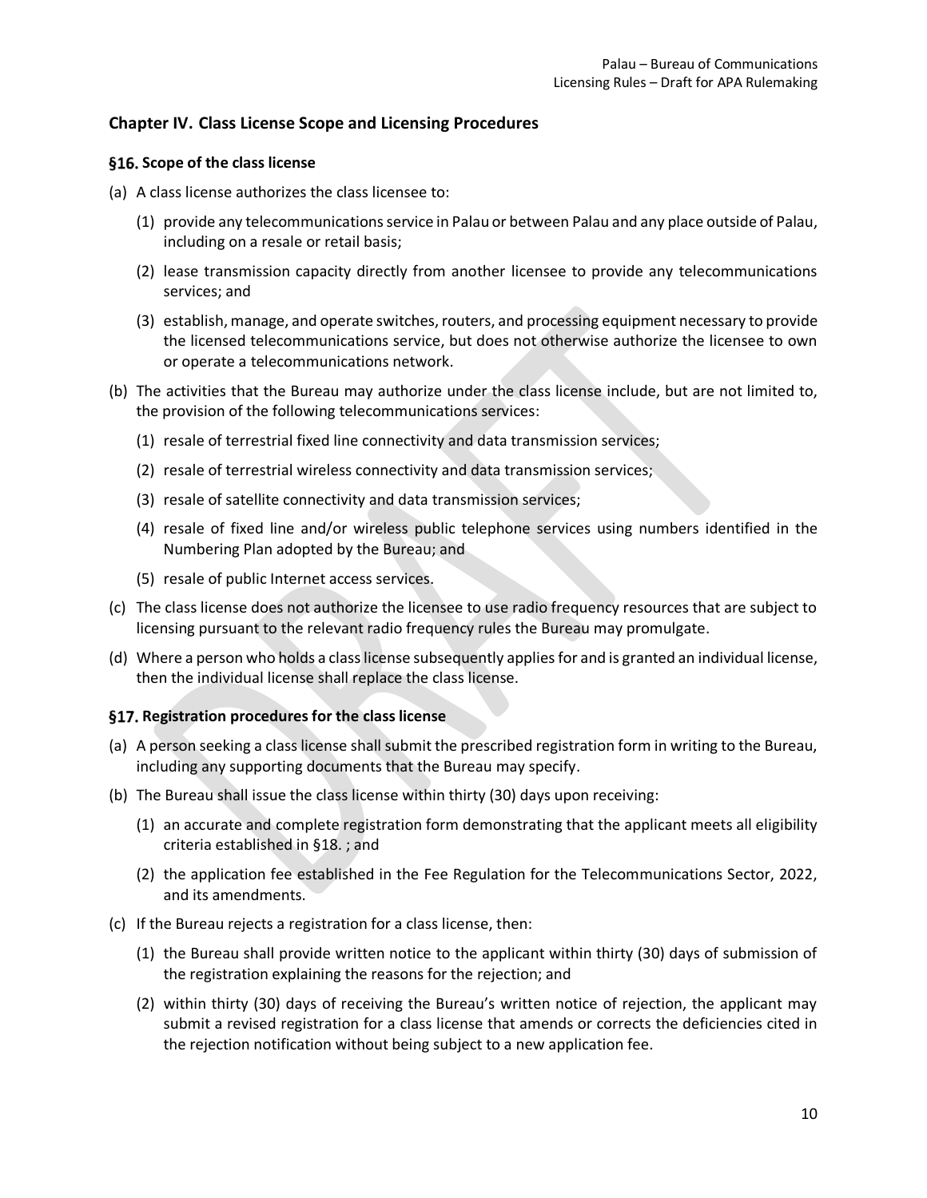## Chapter IV. Class License Scope and Licensing Procedures

### §16. Scope of the class license

(a) A class license authorizes the class licensee to:

(1) provide any telecommunications service in Palau or between Palau and any place outside of Palau, including on a resale or retail basis;

(2) lease transmission capacity directly from another licensee to provide any telecommunications services; and

(3) establish, manage, and operate switches, routers, and processing equipment necessary to provide the licensed telecommunications service, but does not otherwise authorize the licensee to own or operate a telecommunications network.

(b) The activities that the Bureau may authorize under the class license include, but are not limited to, the provision of the following telecommunications services:

(1) resale of terrestrial fixed line connectivity and data transmission services;

(2) resale of terrestrial wireless connectivity and data transmission services;

(3) resale of satellite connectivity and data transmission services;

(4) resale of fixed line and/or wireless public telephone services using numbers identified in the Numbering Plan adopted by the Bureau; and

(5) resale of public Internet access services.

(c) The class license does not authorize the licensee to use radio frequency resources that are subject to licensing pursuant to the relevant radio frequency rules the Bureau may promulgate.

(d) Where a person who holds a class license subsequently applies for and is granted an individual license, then the individual license shall replace the class license.

### §17. Registration procedures for the class license

(a) A person seeking a class license shall submit the prescribed registration form in writing to the Bureau, including any supporting documents that the Bureau may specify.

(b) The Bureau shall issue the class license within thirty (30) days upon receiving:

(1) an accurate and complete registration form demonstrating that the applicant meets all eligibility criteria established in §18. ; and

(2) the application fee established in the Fee Regulation for the Telecommunications Sector, 2022, and its amendments.

(c) If the Bureau rejects a registration for a class license, then:

(1) the Bureau shall provide written notice to the applicant within thirty (30) days of submission of the registration explaining the reasons for the rejection; and

(2) within thirty (30) days of receiving the Bureau's written notice of rejection, the applicant may submit a revised registration for a class license that amends or corrects the deficiencies cited in the rejection notification without being subject to a new application fee.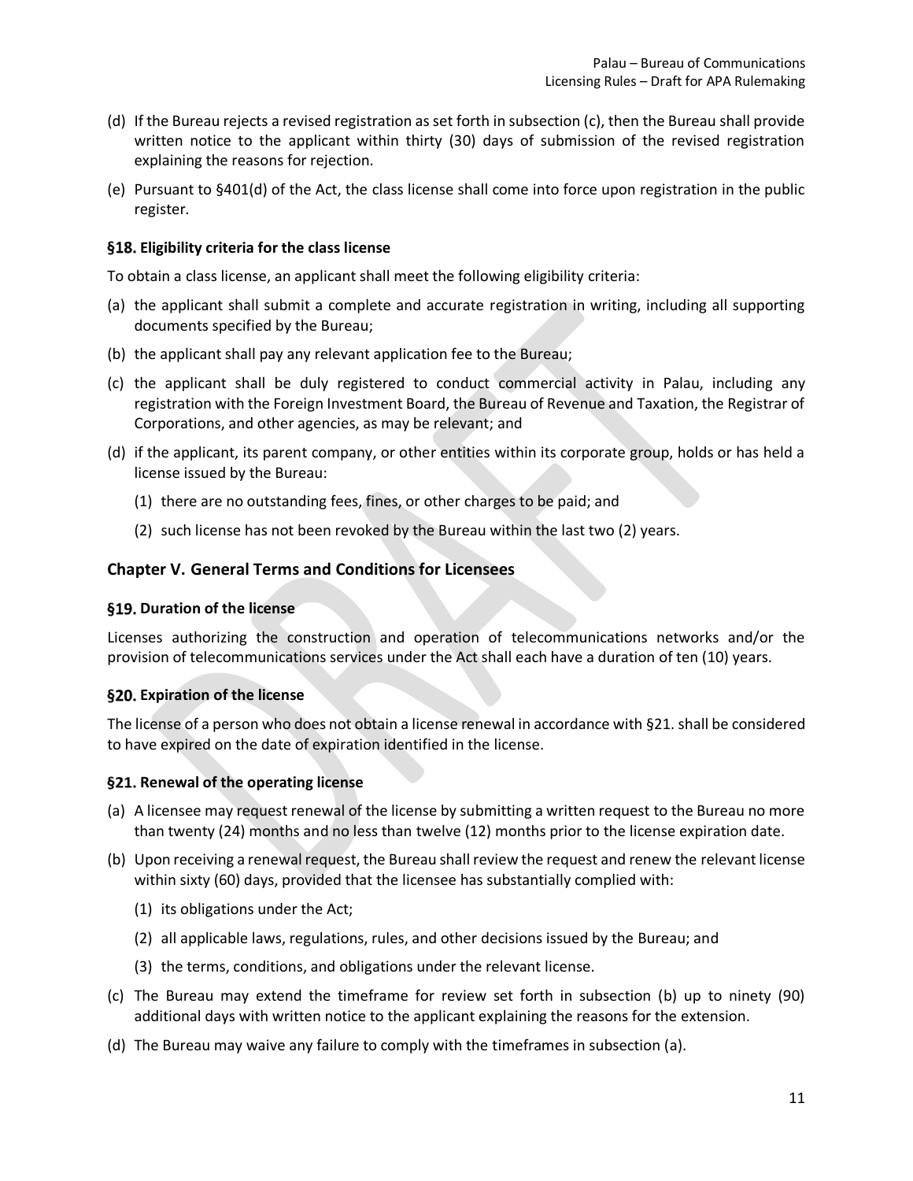(d) If the Bureau rejects a revised registration as set forth in subsection (c), then the Bureau shall provide written notice to the applicant within thirty (30) days of submission of the revised registration explaining the reasons for rejection.

(e) Pursuant to §401(d) of the Act, the class license shall come into force upon registration in the public register.

### §18. Eligibility criteria for the class license

To obtain a class license, an applicant shall meet the following eligibility criteria:

(a) the applicant shall submit a complete and accurate registration in writing, including all supporting documents specified by the Bureau;

(b) the applicant shall pay any relevant application fee to the Bureau;

(c) the applicant shall be duly registered to conduct commercial activity in Palau, including any registration with the Foreign Investment Board, the Bureau of Revenue and Taxation, the Registrar of Corporations, and other agencies, as may be relevant; and

(d) if the applicant, its parent company, or other entities within its corporate group, holds or has held a license issued by the Bureau:

   (1) there are no outstanding fees, fines, or other charges to be paid; and

   (2) such license has not been revoked by the Bureau within the last two (2) years.

## Chapter V. General Terms and Conditions for Licensees

### §19. Duration of the license

Licenses authorizing the construction and operation of telecommunications networks and/or the provision of telecommunications services under the Act shall each have a duration of ten (10) years.

### §20. Expiration of the license

The license of a person who does not obtain a license renewal in accordance with §21. shall be considered to have expired on the date of expiration identified in the license.

### §21. Renewal of the operating license

(a) A licensee may request renewal of the license by submitting a written request to the Bureau no more than twenty (24) months and no less than twelve (12) months prior to the license expiration date.

(b) Upon receiving a renewal request, the Bureau shall review the request and renew the relevant license within sixty (60) days, provided that the licensee has substantially complied with:

   (1) its obligations under the Act;

   (2) all applicable laws, regulations, rules, and other decisions issued by the Bureau; and

   (3) the terms, conditions, and obligations under the relevant license.

(c) The Bureau may extend the timeframe for review set forth in subsection (b) up to ninety (90) additional days with written notice to the applicant explaining the reasons for the extension.

(d) The Bureau may waive any failure to comply with the timeframes in subsection (a).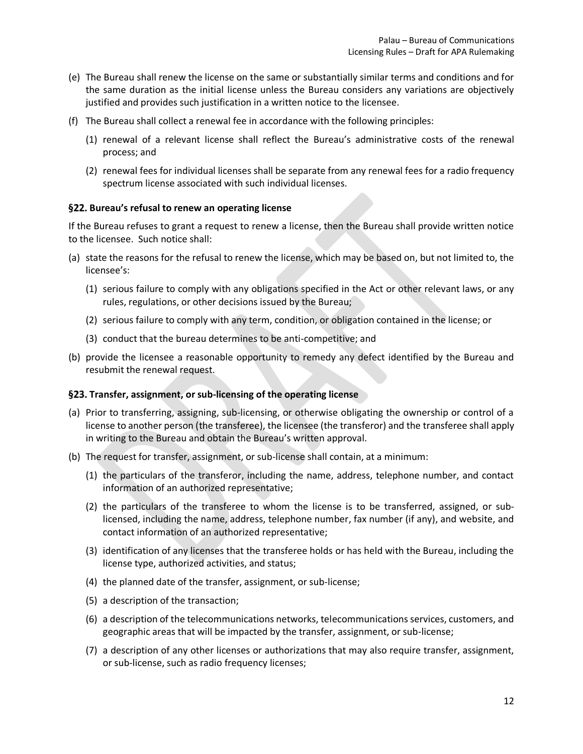(e) The Bureau shall renew the license on the same or substantially similar terms and conditions and for the same duration as the initial license unless the Bureau considers any variations are objectively justified and provides such justification in a written notice to the licensee.

(f) The Bureau shall collect a renewal fee in accordance with the following principles:

   (1) renewal of a relevant license shall reflect the Bureau's administrative costs of the renewal process; and

   (2) renewal fees for individual licenses shall be separate from any renewal fees for a radio frequency spectrum license associated with such individual licenses.

### §22. Bureau's refusal to renew an operating license

If the Bureau refuses to grant a request to renew a license, then the Bureau shall provide written notice to the licensee. Such notice shall:

(a) state the reasons for the refusal to renew the license, which may be based on, but not limited to, the licensee's:

   (1) serious failure to comply with any obligations specified in the Act or other relevant laws, or any rules, regulations, or other decisions issued by the Bureau;

   (2) serious failure to comply with any term, condition, or obligation contained in the license; or

   (3) conduct that the bureau determines to be anti-competitive; and

(b) provide the licensee a reasonable opportunity to remedy any defect identified by the Bureau and resubmit the renewal request.

### §23. Transfer, assignment, or sub-licensing of the operating license

(a) Prior to transferring, assigning, sub-licensing, or otherwise obligating the ownership or control of a license to another person (the transferee), the licensee (the transferor) and the transferee shall apply in writing to the Bureau and obtain the Bureau's written approval.

(b) The request for transfer, assignment, or sub-license shall contain, at a minimum:

   (1) the particulars of the transferor, including the name, address, telephone number, and contact information of an authorized representative;

   (2) the particulars of the transferee to whom the license is to be transferred, assigned, or sub-licensed, including the name, address, telephone number, fax number (if any), and website, and contact information of an authorized representative;

   (3) identification of any licenses that the transferee holds or has held with the Bureau, including the license type, authorized activities, and status;

   (4) the planned date of the transfer, assignment, or sub-license;

   (5) a description of the transaction;

   (6) a description of the telecommunications networks, telecommunications services, customers, and geographic areas that will be impacted by the transfer, assignment, or sub-license;

   (7) a description of any other licenses or authorizations that may also require transfer, assignment, or sub-license, such as radio frequency licenses;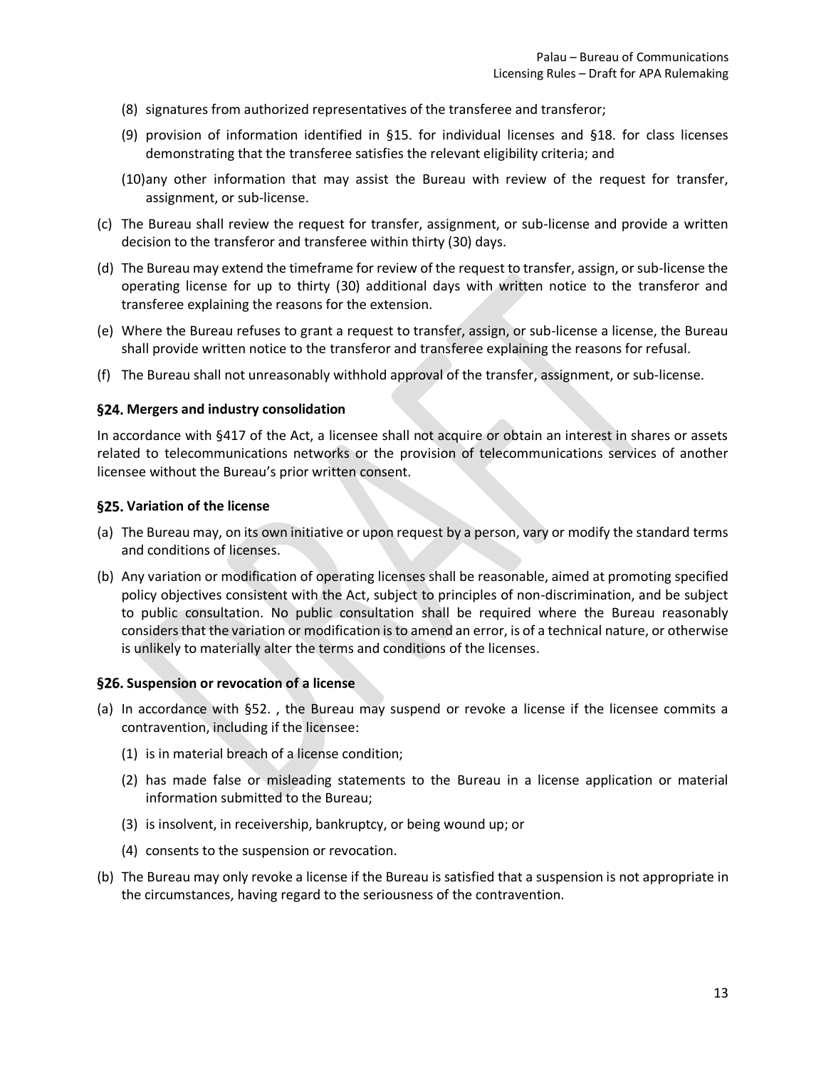(8) signatures from authorized representatives of the transferee and transferor;

(9) provision of information identified in §15. for individual licenses and §18. for class licenses demonstrating that the transferee satisfies the relevant eligibility criteria; and

(10) any other information that may assist the Bureau with review of the request for transfer, assignment, or sub-license.

(c) The Bureau shall review the request for transfer, assignment, or sub-license and provide a written decision to the transferor and transferee within thirty (30) days.

(d) The Bureau may extend the timeframe for review of the request to transfer, assign, or sub-license the operating license for up to thirty (30) additional days with written notice to the transferor and transferee explaining the reasons for the extension.

(e) Where the Bureau refuses to grant a request to transfer, assign, or sub-license a license, the Bureau shall provide written notice to the transferor and transferee explaining the reasons for refusal.

(f) The Bureau shall not unreasonably withhold approval of the transfer, assignment, or sub-license.

### §24. Mergers and industry consolidation

In accordance with §417 of the Act, a licensee shall not acquire or obtain an interest in shares or assets related to telecommunications networks or the provision of telecommunications services of another licensee without the Bureau's prior written consent.

### §25. Variation of the license

(a) The Bureau may, on its own initiative or upon request by a person, vary or modify the standard terms and conditions of licenses.

(b) Any variation or modification of operating licenses shall be reasonable, aimed at promoting specified policy objectives consistent with the Act, subject to principles of non-discrimination, and be subject to public consultation. No public consultation shall be required where the Bureau reasonably considers that the variation or modification is to amend an error, is of a technical nature, or otherwise is unlikely to materially alter the terms and conditions of the licenses.

### §26. Suspension or revocation of a license

(a) In accordance with §52. , the Bureau may suspend or revoke a license if the licensee commits a contravention, including if the licensee:

(1) is in material breach of a license condition;

(2) has made false or misleading statements to the Bureau in a license application or material information submitted to the Bureau;

(3) is insolvent, in receivership, bankruptcy, or being wound up; or

(4) consents to the suspension or revocation.

(b) The Bureau may only revoke a license if the Bureau is satisfied that a suspension is not appropriate in the circumstances, having regard to the seriousness of the contravention.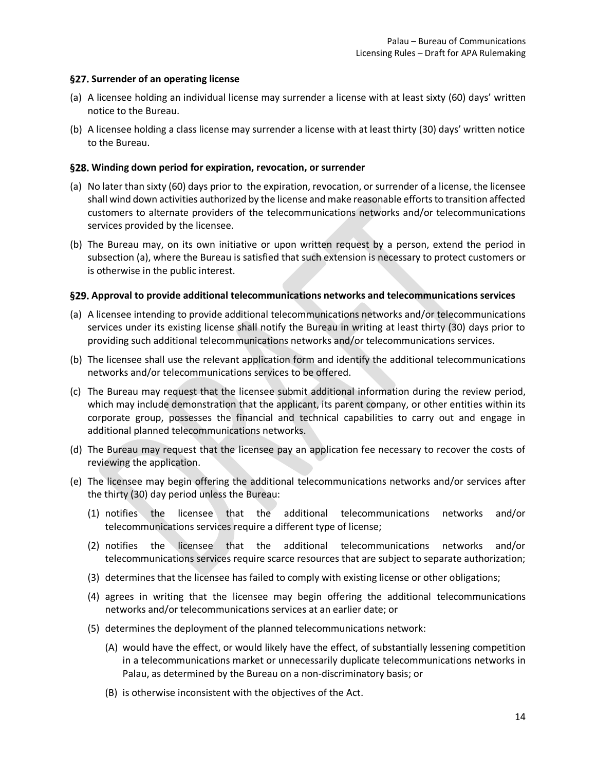### §27. Surrender of an operating license

(a) A licensee holding an individual license may surrender a license with at least sixty (60) days' written notice to the Bureau.

(b) A licensee holding a class license may surrender a license with at least thirty (30) days' written notice to the Bureau.

### §28. Winding down period for expiration, revocation, or surrender

(a) No later than sixty (60) days prior to the expiration, revocation, or surrender of a license, the licensee shall wind down activities authorized by the license and make reasonable efforts to transition affected customers to alternate providers of the telecommunications networks and/or telecommunications services provided by the licensee.

(b) The Bureau may, on its own initiative or upon written request by a person, extend the period in subsection (a), where the Bureau is satisfied that such extension is necessary to protect customers or is otherwise in the public interest.

### §29. Approval to provide additional telecommunications networks and telecommunications services

(a) A licensee intending to provide additional telecommunications networks and/or telecommunications services under its existing license shall notify the Bureau in writing at least thirty (30) days prior to providing such additional telecommunications networks and/or telecommunications services.

(b) The licensee shall use the relevant application form and identify the additional telecommunications networks and/or telecommunications services to be offered.

(c) The Bureau may request that the licensee submit additional information during the review period, which may include demonstration that the applicant, its parent company, or other entities within its corporate group, possesses the financial and technical capabilities to carry out and engage in additional planned telecommunications networks.

(d) The Bureau may request that the licensee pay an application fee necessary to recover the costs of reviewing the application.

(e) The licensee may begin offering the additional telecommunications networks and/or services after the thirty (30) day period unless the Bureau:

   (1) notifies the licensee that the additional telecommunications networks and/or telecommunications services require a different type of license;

   (2) notifies the licensee that the additional telecommunications networks and/or telecommunications services require scarce resources that are subject to separate authorization;

   (3) determines that the licensee has failed to comply with existing license or other obligations;

   (4) agrees in writing that the licensee may begin offering the additional telecommunications networks and/or telecommunications services at an earlier date; or

   (5) determines the deployment of the planned telecommunications network:

      (A) would have the effect, or would likely have the effect, of substantially lessening competition in a telecommunications market or unnecessarily duplicate telecommunications networks in Palau, as determined by the Bureau on a non-discriminatory basis; or

      (B) is otherwise inconsistent with the objectives of the Act.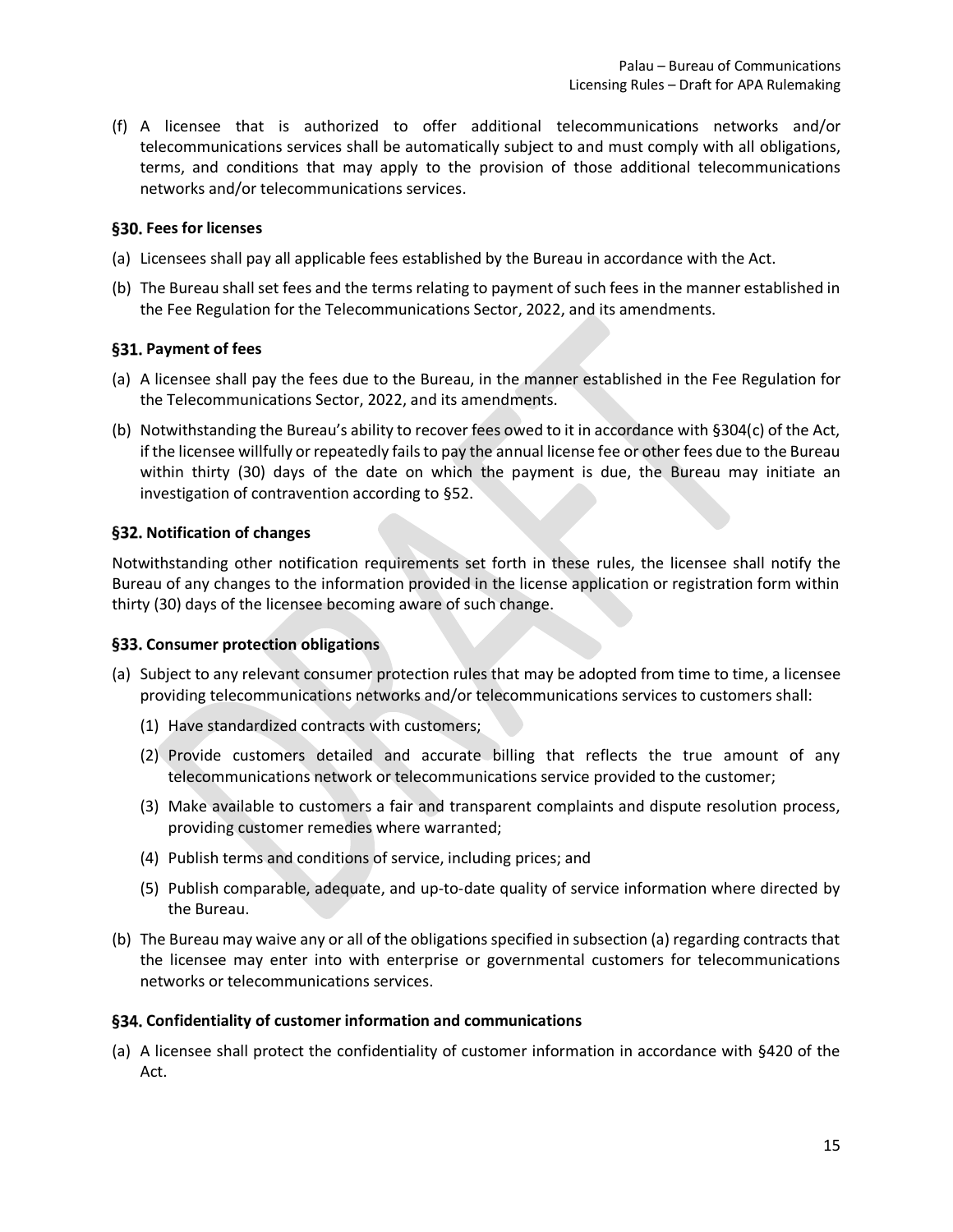(f) A licensee that is authorized to offer additional telecommunications networks and/or telecommunications services shall be automatically subject to and must comply with all obligations, terms, and conditions that may apply to the provision of those additional telecommunications networks and/or telecommunications services.

### §30. Fees for licenses

(a) Licensees shall pay all applicable fees established by the Bureau in accordance with the Act.

(b) The Bureau shall set fees and the terms relating to payment of such fees in the manner established in the Fee Regulation for the Telecommunications Sector, 2022, and its amendments.

### §31. Payment of fees

(a) A licensee shall pay the fees due to the Bureau, in the manner established in the Fee Regulation for the Telecommunications Sector, 2022, and its amendments.

(b) Notwithstanding the Bureau's ability to recover fees owed to it in accordance with §304(c) of the Act, if the licensee willfully or repeatedly fails to pay the annual license fee or other fees due to the Bureau within thirty (30) days of the date on which the payment is due, the Bureau may initiate an investigation of contravention according to §52.

### §32. Notification of changes

Notwithstanding other notification requirements set forth in these rules, the licensee shall notify the Bureau of any changes to the information provided in the license application or registration form within thirty (30) days of the licensee becoming aware of such change.

### §33. Consumer protection obligations

(a) Subject to any relevant consumer protection rules that may be adopted from time to time, a licensee providing telecommunications networks and/or telecommunications services to customers shall:

   (1) Have standardized contracts with customers;

   (2) Provide customers detailed and accurate billing that reflects the true amount of any telecommunications network or telecommunications service provided to the customer;

   (3) Make available to customers a fair and transparent complaints and dispute resolution process, providing customer remedies where warranted;

   (4) Publish terms and conditions of service, including prices; and

   (5) Publish comparable, adequate, and up-to-date quality of service information where directed by the Bureau.

(b) The Bureau may waive any or all of the obligations specified in subsection (a) regarding contracts that the licensee may enter into with enterprise or governmental customers for telecommunications networks or telecommunications services.

### §34. Confidentiality of customer information and communications

(a) A licensee shall protect the confidentiality of customer information in accordance with §420 of the Act.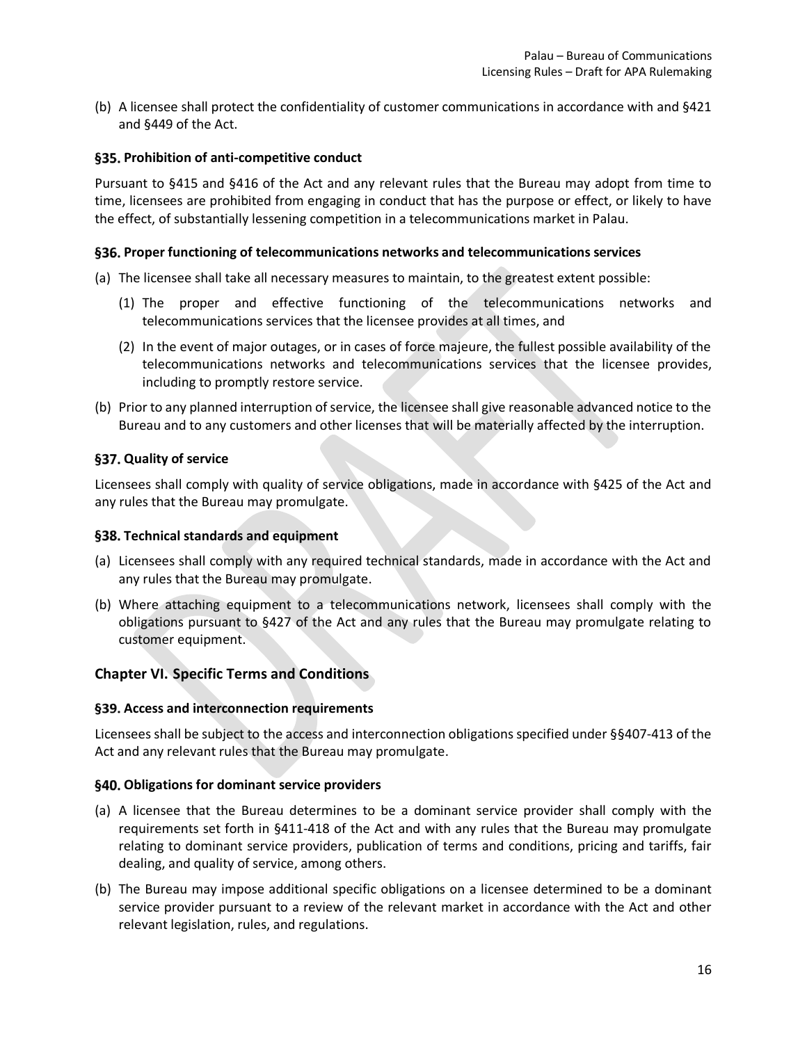(b) A licensee shall protect the confidentiality of customer communications in accordance with and §421 and §449 of the Act.

### §35. Prohibition of anti-competitive conduct

Pursuant to §415 and §416 of the Act and any relevant rules that the Bureau may adopt from time to time, licensees are prohibited from engaging in conduct that has the purpose or effect, or likely to have the effect, of substantially lessening competition in a telecommunications market in Palau.

### §36. Proper functioning of telecommunications networks and telecommunications services

(a) The licensee shall take all necessary measures to maintain, to the greatest extent possible:

   (1) The proper and effective functioning of the telecommunications networks and telecommunications services that the licensee provides at all times, and

   (2) In the event of major outages, or in cases of force majeure, the fullest possible availability of the telecommunications networks and telecommunications services that the licensee provides, including to promptly restore service.

(b) Prior to any planned interruption of service, the licensee shall give reasonable advanced notice to the Bureau and to any customers and other licenses that will be materially affected by the interruption.

### §37. Quality of service

Licensees shall comply with quality of service obligations, made in accordance with §425 of the Act and any rules that the Bureau may promulgate.

### §38. Technical standards and equipment

(a) Licensees shall comply with any required technical standards, made in accordance with the Act and any rules that the Bureau may promulgate.

(b) Where attaching equipment to a telecommunications network, licensees shall comply with the obligations pursuant to §427 of the Act and any rules that the Bureau may promulgate relating to customer equipment.

## Chapter VI. Specific Terms and Conditions

### §39. Access and interconnection requirements

Licensees shall be subject to the access and interconnection obligations specified under §§407-413 of the Act and any relevant rules that the Bureau may promulgate.

### §40. Obligations for dominant service providers

(a) A licensee that the Bureau determines to be a dominant service provider shall comply with the requirements set forth in §411-418 of the Act and with any rules that the Bureau may promulgate relating to dominant service providers, publication of terms and conditions, pricing and tariffs, fair dealing, and quality of service, among others.

(b) The Bureau may impose additional specific obligations on a licensee determined to be a dominant service provider pursuant to a review of the relevant market in accordance with the Act and other relevant legislation, rules, and regulations.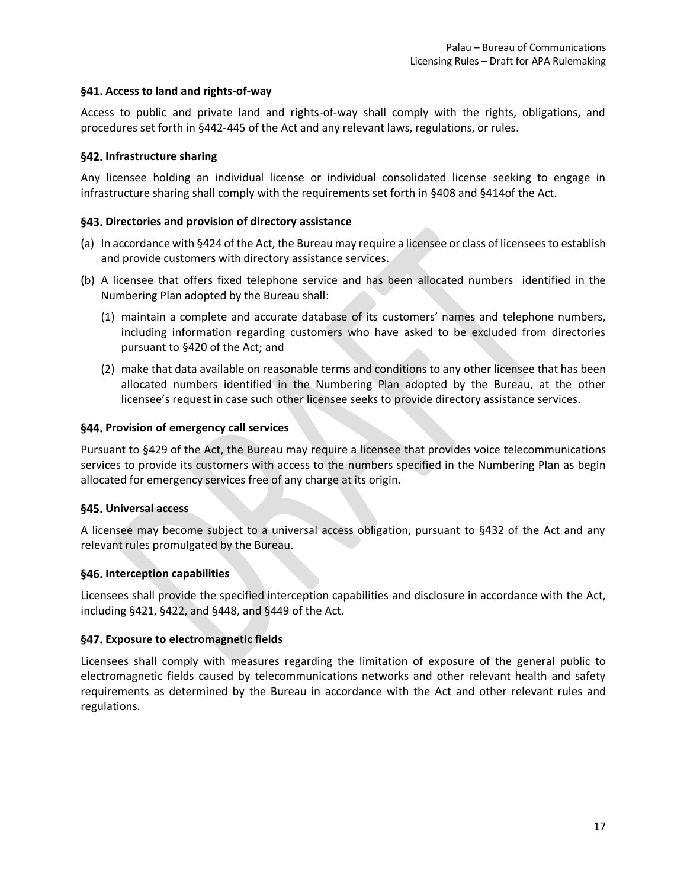### §41. Access to land and rights-of-way

Access to public and private land and rights-of-way shall comply with the rights, obligations, and procedures set forth in §442-445 of the Act and any relevant laws, regulations, or rules.

### §42. Infrastructure sharing

Any licensee holding an individual license or individual consolidated license seeking to engage in infrastructure sharing shall comply with the requirements set forth in §408 and §414of the Act.

### §43. Directories and provision of directory assistance

(a) In accordance with §424 of the Act, the Bureau may require a licensee or class of licensees to establish and provide customers with directory assistance services.

(b) A licensee that offers fixed telephone service and has been allocated numbers identified in the Numbering Plan adopted by the Bureau shall:

   (1) maintain a complete and accurate database of its customers' names and telephone numbers, including information regarding customers who have asked to be excluded from directories pursuant to §420 of the Act; and

   (2) make that data available on reasonable terms and conditions to any other licensee that has been allocated numbers identified in the Numbering Plan adopted by the Bureau, at the other licensee's request in case such other licensee seeks to provide directory assistance services.

### §44. Provision of emergency call services

Pursuant to §429 of the Act, the Bureau may require a licensee that provides voice telecommunications services to provide its customers with access to the numbers specified in the Numbering Plan as begin allocated for emergency services free of any charge at its origin.

### §45. Universal access

A licensee may become subject to a universal access obligation, pursuant to §432 of the Act and any relevant rules promulgated by the Bureau.

### §46. Interception capabilities

Licensees shall provide the specified interception capabilities and disclosure in accordance with the Act, including §421, §422, and §448, and §449 of the Act.

### §47. Exposure to electromagnetic fields

Licensees shall comply with measures regarding the limitation of exposure of the general public to electromagnetic fields caused by telecommunications networks and other relevant health and safety requirements as determined by the Bureau in accordance with the Act and other relevant rules and regulations.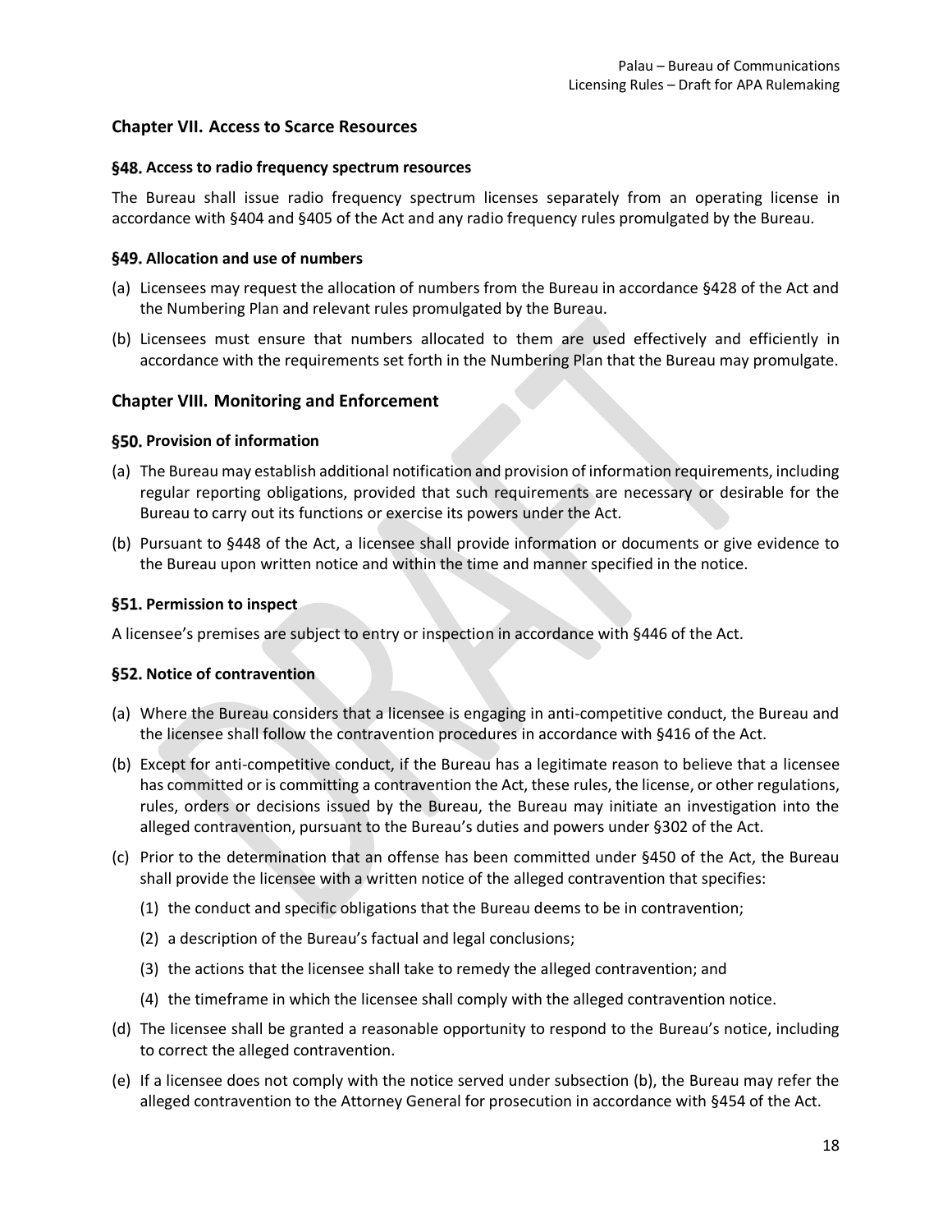## Chapter VII. Access to Scarce Resources

### §48. Access to radio frequency spectrum resources

The Bureau shall issue radio frequency spectrum licenses separately from an operating license in accordance with §404 and §405 of the Act and any radio frequency rules promulgated by the Bureau.

### §49. Allocation and use of numbers

(a) Licensees may request the allocation of numbers from the Bureau in accordance §428 of the Act and the Numbering Plan and relevant rules promulgated by the Bureau.

(b) Licensees must ensure that numbers allocated to them are used effectively and efficiently in accordance with the requirements set forth in the Numbering Plan that the Bureau may promulgate.

## Chapter VIII. Monitoring and Enforcement

### §50. Provision of information

(a) The Bureau may establish additional notification and provision of information requirements, including regular reporting obligations, provided that such requirements are necessary or desirable for the Bureau to carry out its functions or exercise its powers under the Act.

(b) Pursuant to §448 of the Act, a licensee shall provide information or documents or give evidence to the Bureau upon written notice and within the time and manner specified in the notice.

### §51. Permission to inspect

A licensee's premises are subject to entry or inspection in accordance with §446 of the Act.

### §52. Notice of contravention

(a) Where the Bureau considers that a licensee is engaging in anti-competitive conduct, the Bureau and the licensee shall follow the contravention procedures in accordance with §416 of the Act.

(b) Except for anti-competitive conduct, if the Bureau has a legitimate reason to believe that a licensee has committed or is committing a contravention the Act, these rules, the license, or other regulations, rules, orders or decisions issued by the Bureau, the Bureau may initiate an investigation into the alleged contravention, pursuant to the Bureau's duties and powers under §302 of the Act.

(c) Prior to the determination that an offense has been committed under §450 of the Act, the Bureau shall provide the licensee with a written notice of the alleged contravention that specifies:

   (1) the conduct and specific obligations that the Bureau deems to be in contravention;

   (2) a description of the Bureau's factual and legal conclusions;

   (3) the actions that the licensee shall take to remedy the alleged contravention; and

   (4) the timeframe in which the licensee shall comply with the alleged contravention notice.

(d) The licensee shall be granted a reasonable opportunity to respond to the Bureau's notice, including to correct the alleged contravention.

(e) If a licensee does not comply with the notice served under subsection (b), the Bureau may refer the alleged contravention to the Attorney General for prosecution in accordance with §454 of the Act.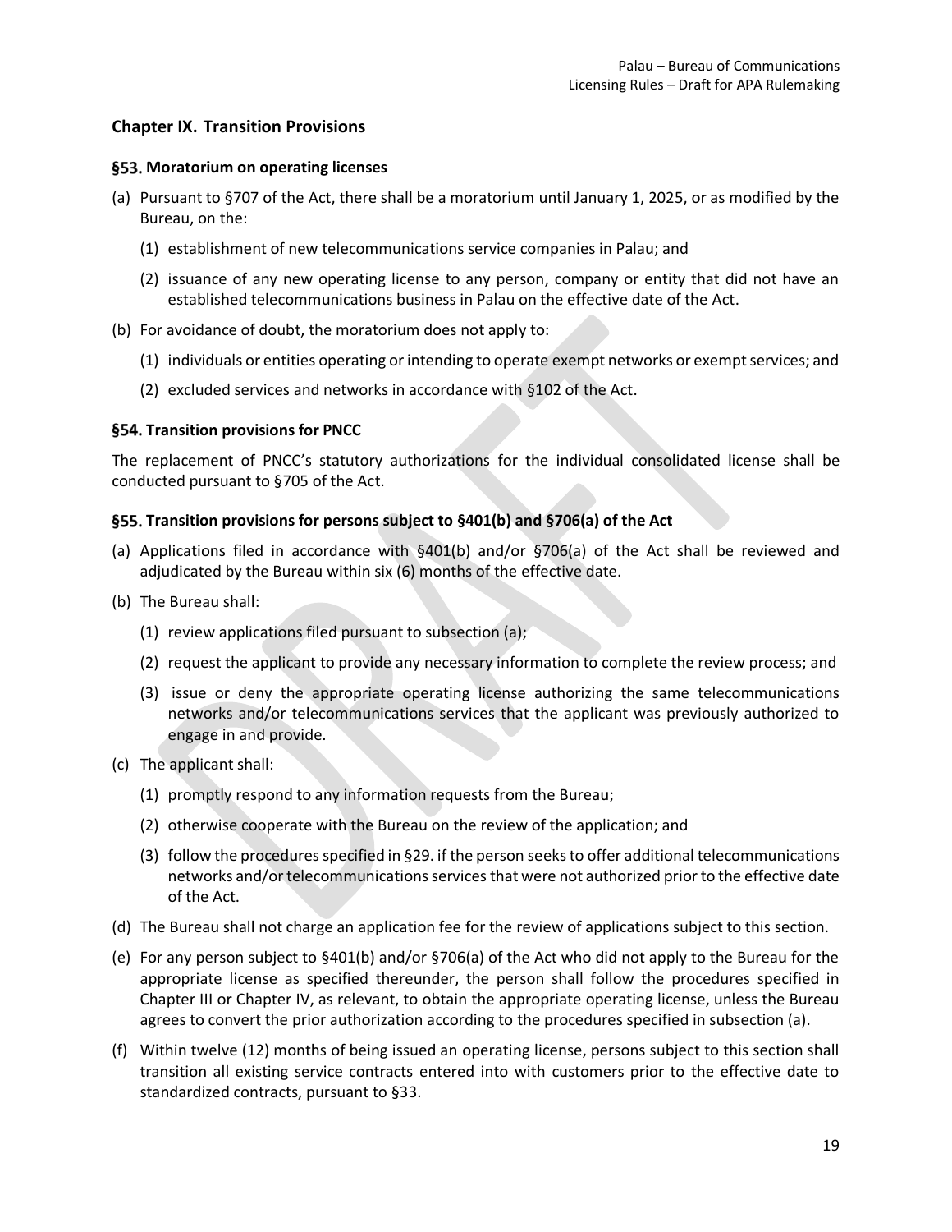## Chapter IX. Transition Provisions

### §53. Moratorium on operating licenses

(a) Pursuant to §707 of the Act, there shall be a moratorium until January 1, 2025, or as modified by the Bureau, on the:

   (1) establishment of new telecommunications service companies in Palau; and

   (2) issuance of any new operating license to any person, company or entity that did not have an established telecommunications business in Palau on the effective date of the Act.

(b) For avoidance of doubt, the moratorium does not apply to:

   (1) individuals or entities operating or intending to operate exempt networks or exempt services; and

   (2) excluded services and networks in accordance with §102 of the Act.

### §54. Transition provisions for PNCC

The replacement of PNCC's statutory authorizations for the individual consolidated license shall be conducted pursuant to §705 of the Act.

### §55. Transition provisions for persons subject to §401(b) and §706(a) of the Act

(a) Applications filed in accordance with §401(b) and/or §706(a) of the Act shall be reviewed and adjudicated by the Bureau within six (6) months of the effective date.

(b) The Bureau shall:

   (1) review applications filed pursuant to subsection (a);

   (2) request the applicant to provide any necessary information to complete the review process; and

   (3) issue or deny the appropriate operating license authorizing the same telecommunications networks and/or telecommunications services that the applicant was previously authorized to engage in and provide.

(c) The applicant shall:

   (1) promptly respond to any information requests from the Bureau;

   (2) otherwise cooperate with the Bureau on the review of the application; and

   (3) follow the procedures specified in §29. if the person seeks to offer additional telecommunications networks and/or telecommunications services that were not authorized prior to the effective date of the Act.

(d) The Bureau shall not charge an application fee for the review of applications subject to this section.

(e) For any person subject to §401(b) and/or §706(a) of the Act who did not apply to the Bureau for the appropriate license as specified thereunder, the person shall follow the procedures specified in Chapter III or Chapter IV, as relevant, to obtain the appropriate operating license, unless the Bureau agrees to convert the prior authorization according to the procedures specified in subsection (a).

(f) Within twelve (12) months of being issued an operating license, persons subject to this section shall transition all existing service contracts entered into with customers prior to the effective date to standardized contracts, pursuant to §33.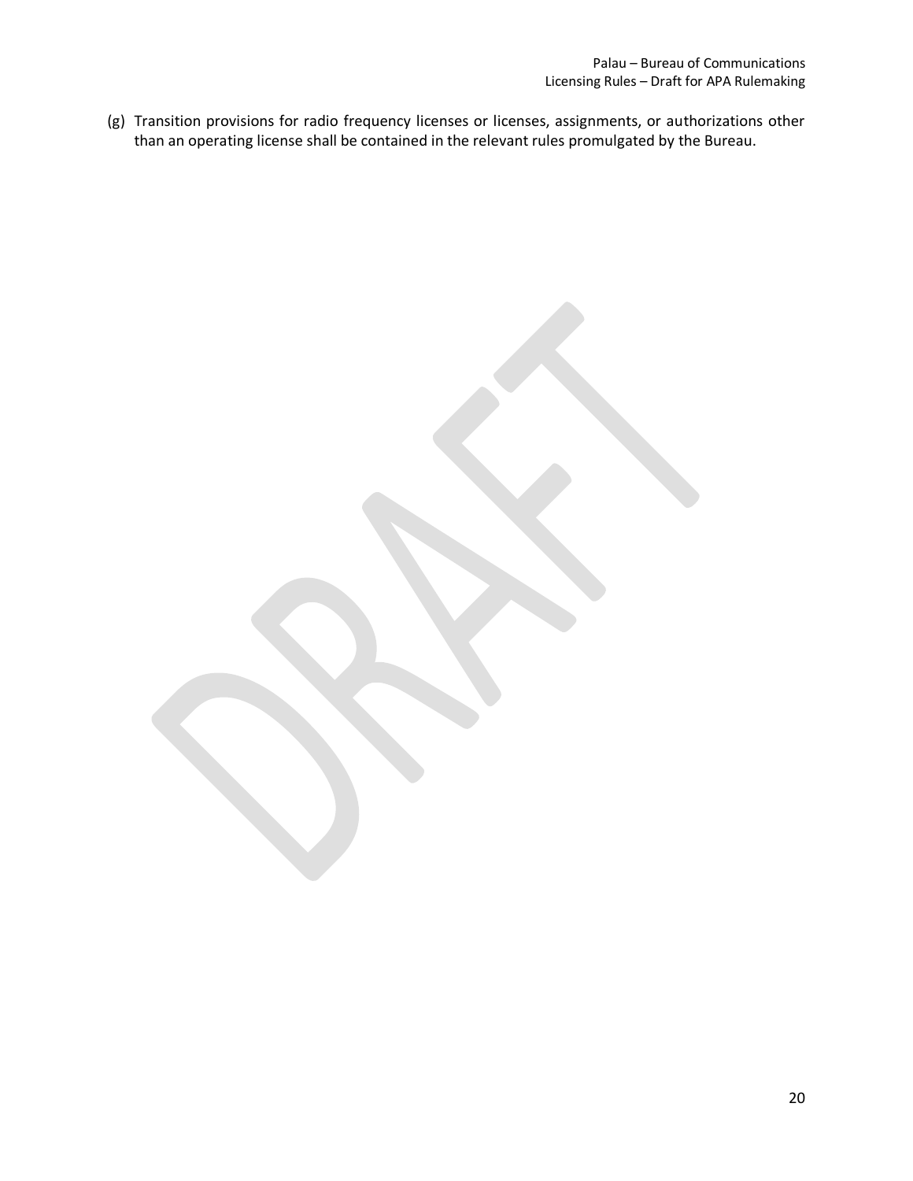(g) Transition provisions for radio frequency licenses or licenses, assignments, or authorizations other than an operating license shall be contained in the relevant rules promulgated by the Bureau.